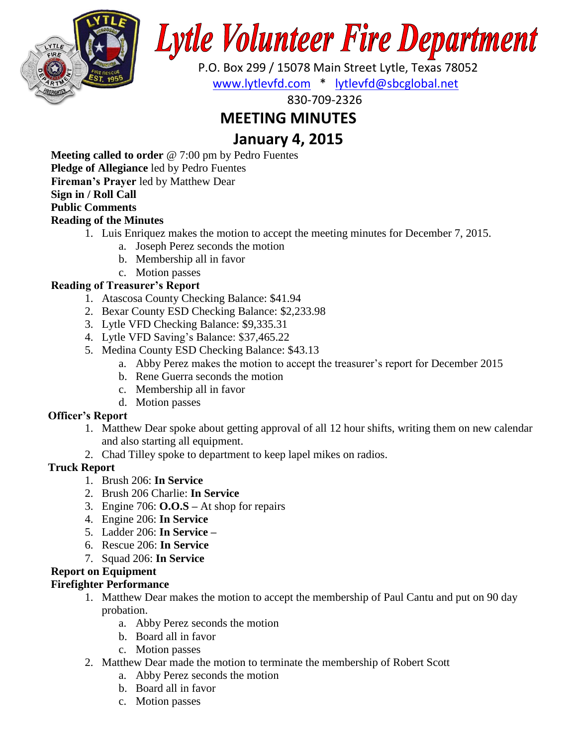# Lytle Volunteer Fire Department

P.O. Box 299 / 15078 Main Street Lytle, Texas 78052

www.lytlevfd.com * lytlevfd@sbcglobal.net

830-709-2326

## MEETING MINUTES

## January 4, 2015

**Meeting called to order** @ 7:00 pm by Pedro Fuentes
**Pledge of Allegiance** led by Pedro Fuentes
**Fireman's Prayer** led by Matthew Dear
**Sign in / Roll Call**
**Public Comments**
**Reading of the Minutes**

1. Luis Enriquez makes the motion to accept the meeting minutes for December 7, 2015.
   a. Joseph Perez seconds the motion
   b. Membership all in favor
   c. Motion passes

**Reading of Treasurer's Report**

1. Atascosa County Checking Balance: $41.94
2. Bexar County ESD Checking Balance: $2,233.98
3. Lytle VFD Checking Balance: $9,335.31
4. Lytle VFD Saving's Balance: $37,465.22
5. Medina County ESD Checking Balance: $43.13
   a. Abby Perez makes the motion to accept the treasurer's report for December 2015
   b. Rene Guerra seconds the motion
   c. Membership all in favor
   d. Motion passes

**Officer's Report**

1. Matthew Dear spoke about getting approval of all 12 hour shifts, writing them on new calendar and also starting all equipment.
2. Chad Tilley spoke to department to keep lapel mikes on radios.

**Truck Report**

1. Brush 206: **In Service**
2. Brush 206 Charlie: **In Service**
3. Engine 706: **O.O.S** – At shop for repairs
4. Engine 206: **In Service**
5. Ladder 206: **In Service** –
6. Rescue 206: **In Service**
7. Squad 206: **In Service**

**Report on Equipment**
**Firefighter Performance**

1. Matthew Dear makes the motion to accept the membership of Paul Cantu and put on 90 day probation.
   a. Abby Perez seconds the motion
   b. Board all in favor
   c. Motion passes
2. Matthew Dear made the motion to terminate the membership of Robert Scott
   a. Abby Perez seconds the motion
   b. Board all in favor
   c. Motion passes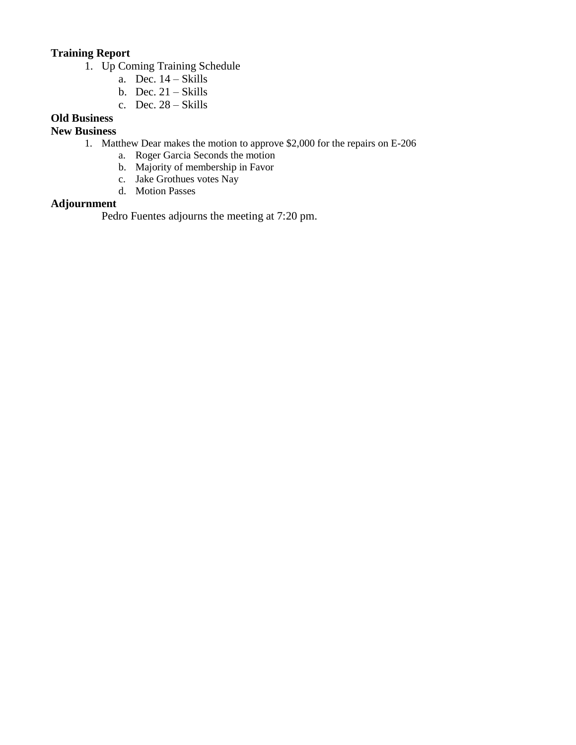**Training Report**

1. Up Coming Training Schedule
   a. Dec. 14 – Skills
   b. Dec. 21 – Skills
   c. Dec. 28 – Skills

**Old Business**

**New Business**

1. Matthew Dear makes the motion to approve $2,000 for the repairs on E-206
   a. Roger Garcia Seconds the motion
   b. Majority of membership in Favor
   c. Jake Grothues votes Nay
   d. Motion Passes

**Adjournment**

Pedro Fuentes adjourns the meeting at 7:20 pm.